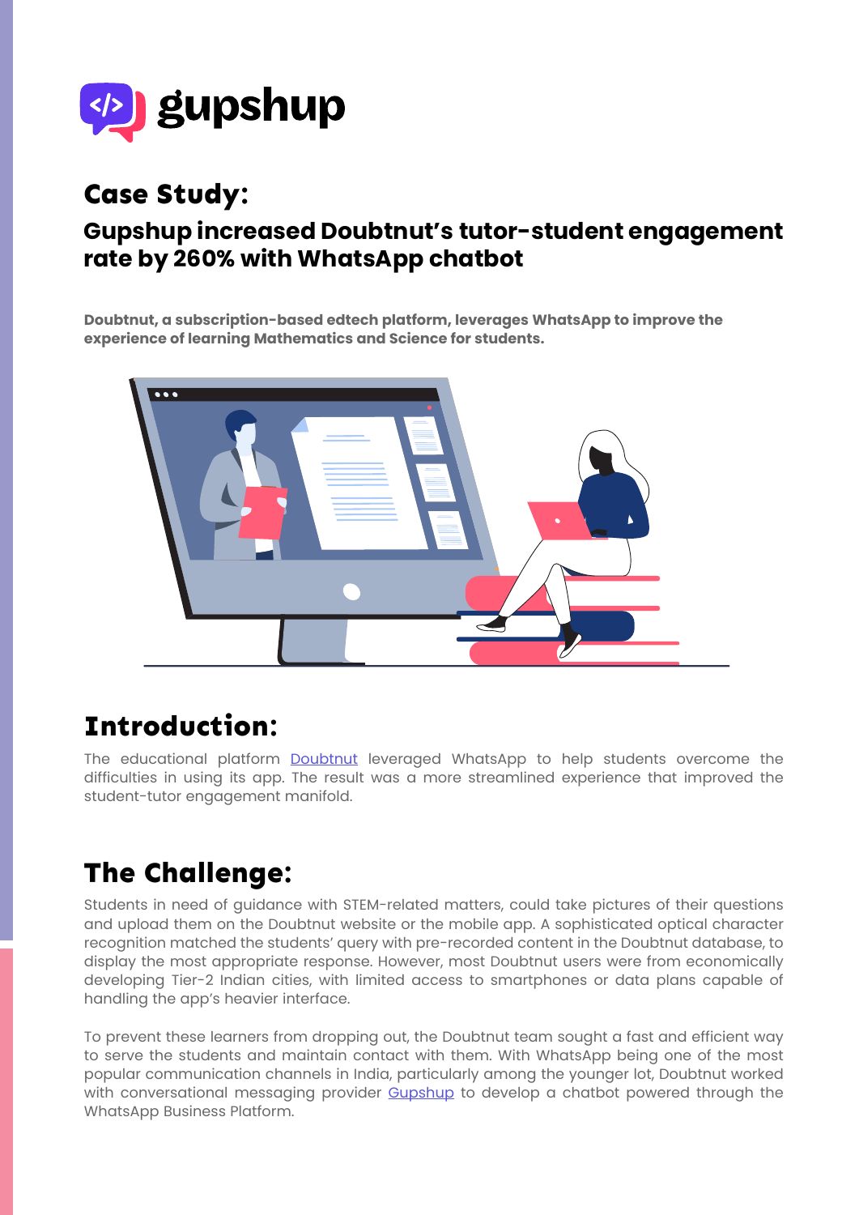gupshup

# Case Study:

## Gupshup increased Doubtnut's tutor-student engagement rate by 260% with WhatsApp chatbot

**Doubtnut, a subscription-based edtech platform, leverages WhatsApp to improve the experience of learning Mathematics and Science for students.**

## Introduction:

The educational platform Doubtnut leveraged WhatsApp to help students overcome the difficulties in using its app. The result was a more streamlined experience that improved the student-tutor engagement manifold.

## The Challenge:

Students in need of guidance with STEM-related matters, could take pictures of their questions and upload them on the Doubtnut website or the mobile app. A sophisticated optical character recognition matched the students' query with pre-recorded content in the Doubtnut database, to display the most appropriate response. However, most Doubtnut users were from economically developing Tier-2 Indian cities, with limited access to smartphones or data plans capable of handling the app's heavier interface.

To prevent these learners from dropping out, the Doubtnut team sought a fast and efficient way to serve the students and maintain contact with them. With WhatsApp being one of the most popular communication channels in India, particularly among the younger lot, Doubtnut worked with conversational messaging provider Gupshup to develop a chatbot powered through the WhatsApp Business Platform.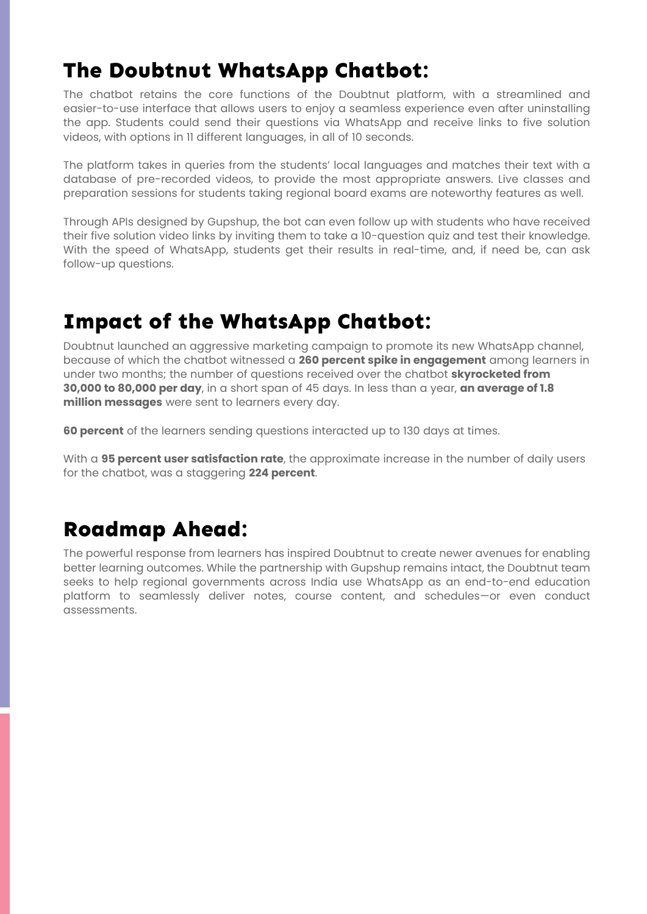## The Doubtnut WhatsApp Chatbot:

The chatbot retains the core functions of the Doubtnut platform, with a streamlined and easier-to-use interface that allows users to enjoy a seamless experience even after uninstalling the app. Students could send their questions via WhatsApp and receive links to five solution videos, with options in 11 different languages, in all of 10 seconds.

The platform takes in queries from the students' local languages and matches their text with a database of pre-recorded videos, to provide the most appropriate answers. Live classes and preparation sessions for students taking regional board exams are noteworthy features as well.

Through APIs designed by Gupshup, the bot can even follow up with students who have received their five solution video links by inviting them to take a 10-question quiz and test their knowledge. With the speed of WhatsApp, students get their results in real-time, and, if need be, can ask follow-up questions.

## Impact of the WhatsApp Chatbot:

Doubtnut launched an aggressive marketing campaign to promote its new WhatsApp channel, because of which the chatbot witnessed a **260 percent spike in engagement** among learners in under two months; the number of questions received over the chatbot **skyrocketed from 30,000 to 80,000 per day**, in a short span of 45 days. In less than a year, **an average of 1.8 million messages** were sent to learners every day.

**60 percent** of the learners sending questions interacted up to 130 days at times.

With a **95 percent user satisfaction rate**, the approximate increase in the number of daily users for the chatbot, was a staggering **224 percent**.

## Roadmap Ahead:

The powerful response from learners has inspired Doubtnut to create newer avenues for enabling better learning outcomes. While the partnership with Gupshup remains intact, the Doubtnut team seeks to help regional governments across India use WhatsApp as an end-to-end education platform to seamlessly deliver notes, course content, and schedules—or even conduct assessments.